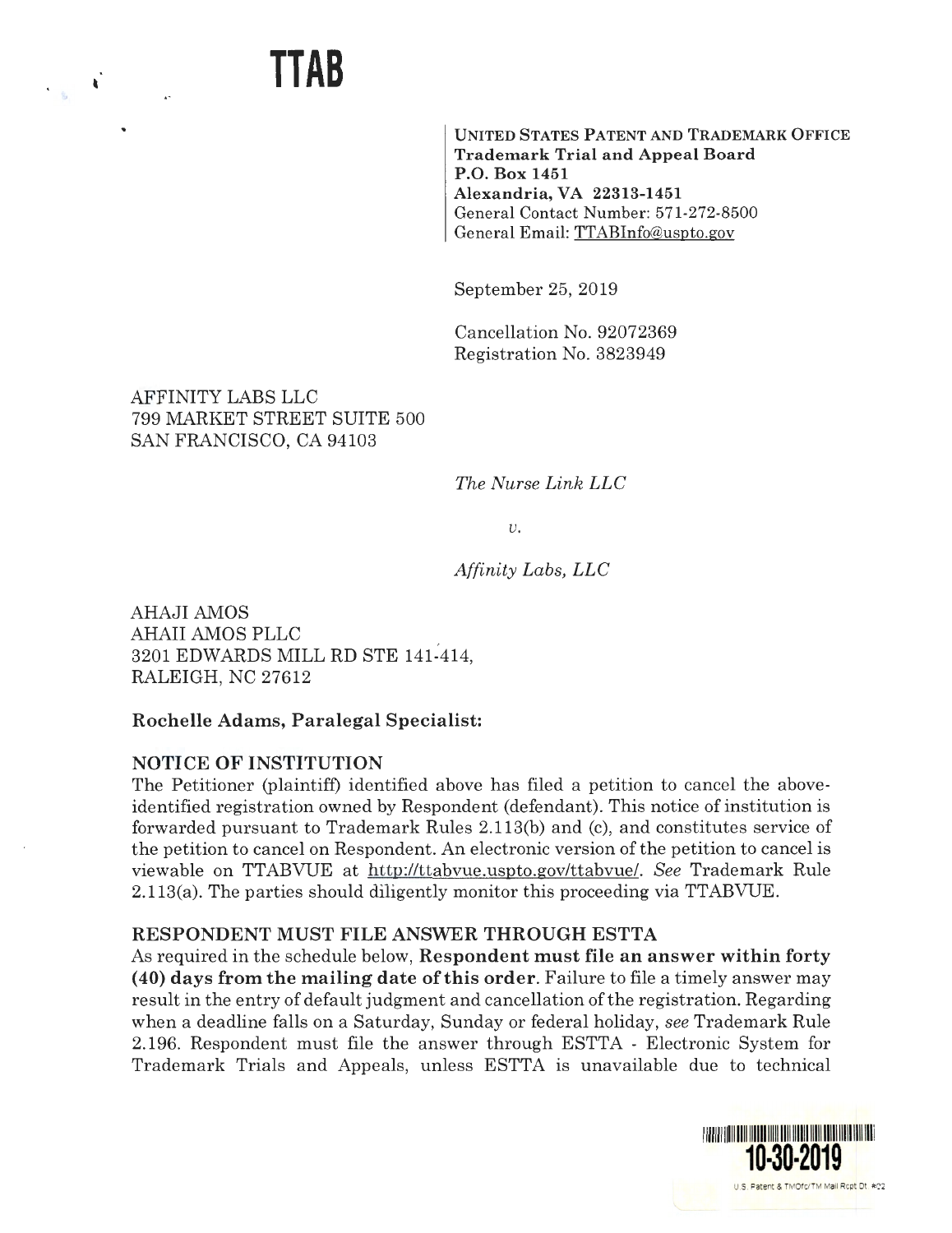# TTAB

**UNITED STATES PATENT AND TRADEMARK OFFICE**
**Trademark Trial and Appeal Board**
**P.O. Box 1451**
**Alexandria, VA 22313-1451**
General Contact Number: 571-272-8500
General Email: TTABInfo@uspto.gov

September 25, 2019

Cancellation No. 92072369
Registration No. 3823949

AFFINITY LABS LLC
799 MARKET STREET SUITE 500
SAN FRANCISCO, CA 94103

*The Nurse Link LLC*

*v.*

*Affinity Labs, LLC*

AHAJI AMOS
AHAII AMOS PLLC
3201 EDWARDS MILL RD STE 141-414,
RALEIGH, NC 27612

**Rochelle Adams, Paralegal Specialist:**

**NOTICE OF INSTITUTION**

The Petitioner (plaintiff) identified above has filed a petition to cancel the above-identified registration owned by Respondent (defendant). This notice of institution is forwarded pursuant to Trademark Rules 2.113(b) and (c), and constitutes service of the petition to cancel on Respondent. An electronic version of the petition to cancel is viewable on TTABVUE at http://ttabvue.uspto.gov/ttabvue/. *See* Trademark Rule 2.113(a). The parties should diligently monitor this proceeding via TTABVUE.

**RESPONDENT MUST FILE ANSWER THROUGH ESTTA**

As required in the schedule below, **Respondent must file an answer within forty (40) days from the mailing date of this order**. Failure to file a timely answer may result in the entry of default judgment and cancellation of the registration. Regarding when a deadline falls on a Saturday, Sunday or federal holiday, *see* Trademark Rule 2.196. Respondent must file the answer through ESTTA - Electronic System for Trademark Trials and Appeals, unless ESTTA is unavailable due to technical

10-30-2019

U.S. Patent & TMOfc/TM Mail Rcpt Dt #22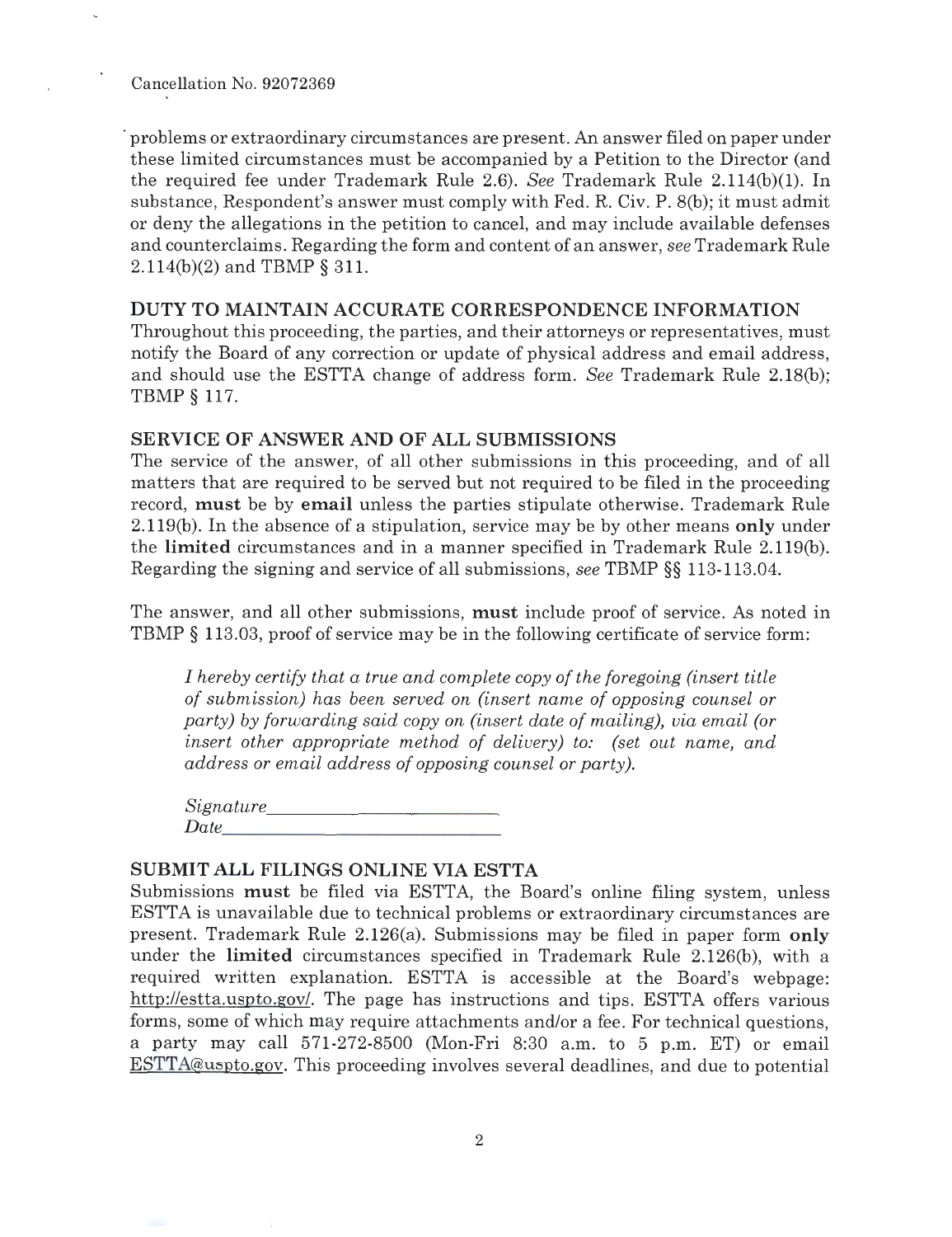problems or extraordinary circumstances are present. An answer filed on paper under these limited circumstances must be accompanied by a Petition to the Director (and the required fee under Trademark Rule 2.6). *See* Trademark Rule 2.114(b)(1). In substance, Respondent's answer must comply with Fed. R. Civ. P. 8(b); it must admit or deny the allegations in the petition to cancel, and may include available defenses and counterclaims. Regarding the form and content of an answer, *see* Trademark Rule 2.114(b)(2) and TBMP § 311.

## DUTY TO MAINTAIN ACCURATE CORRESPONDENCE INFORMATION

Throughout this proceeding, the parties, and their attorneys or representatives, must notify the Board of any correction or update of physical address and email address, and should use the ESTTA change of address form. *See* Trademark Rule 2.18(b); TBMP § 117.

## SERVICE OF ANSWER AND OF ALL SUBMISSIONS

The service of the answer, of all other submissions in this proceeding, and of all matters that are required to be served but not required to be filed in the proceeding record, **must** be by **email** unless the parties stipulate otherwise. Trademark Rule 2.119(b). In the absence of a stipulation, service may be by other means **only** under the **limited** circumstances and in a manner specified in Trademark Rule 2.119(b). Regarding the signing and service of all submissions, *see* TBMP §§ 113-113.04.

The answer, and all other submissions, **must** include proof of service. As noted in TBMP § 113.03, proof of service may be in the following certificate of service form:

> *I hereby certify that a true and complete copy of the foregoing (insert title of submission) has been served on (insert name of opposing counsel or party) by forwarding said copy on (insert date of mailing), via email (or insert other appropriate method of delivery) to: (set out name, and address or email address of opposing counsel or party).*
>
> *Signature*\_\_\_\_\_\_\_\_\_\_\_\_\_\_\_\_\_\_\_\_\_\_\_\_
> *Date*\_\_\_\_\_\_\_\_\_\_\_\_\_\_\_\_\_\_\_\_\_\_\_\_\_\_\_\_

## SUBMIT ALL FILINGS ONLINE VIA ESTTA

Submissions **must** be filed via ESTTA, the Board's online filing system, unless ESTTA is unavailable due to technical problems or extraordinary circumstances are present. Trademark Rule 2.126(a). Submissions may be filed in paper form **only** under the **limited** circumstances specified in Trademark Rule 2.126(b), with a required written explanation. ESTTA is accessible at the Board's webpage: http://estta.uspto.gov/. The page has instructions and tips. ESTTA offers various forms, some of which may require attachments and/or a fee. For technical questions, a party may call 571-272-8500 (Mon-Fri 8:30 a.m. to 5 p.m. ET) or email ESTTA@uspto.gov. This proceeding involves several deadlines, and due to potential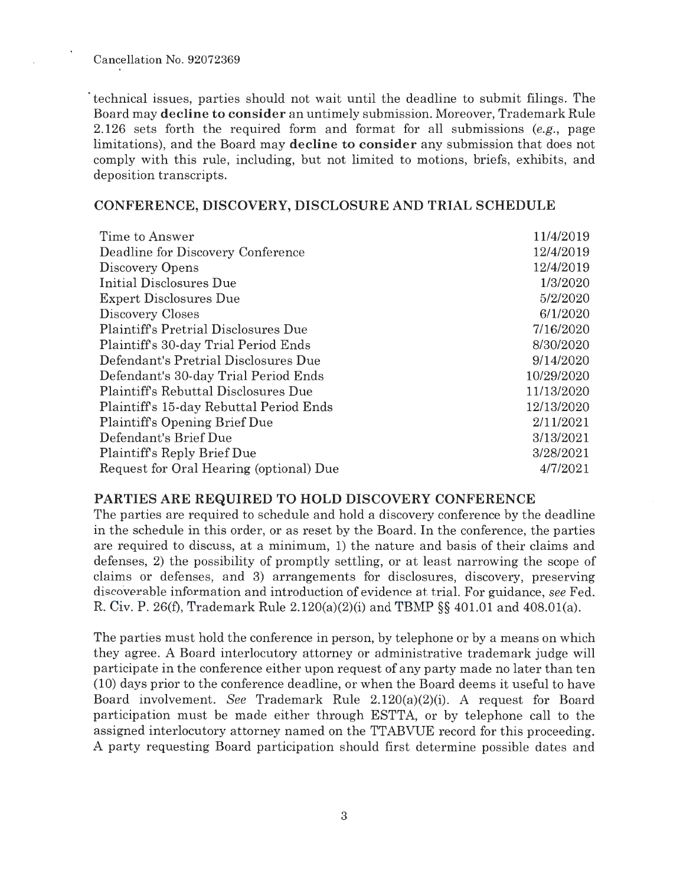technical issues, parties should not wait until the deadline to submit filings. The Board may **decline to consider** an untimely submission. Moreover, Trademark Rule 2.126 sets forth the required form and format for all submissions (*e.g.*, page limitations), and the Board may **decline to consider** any submission that does not comply with this rule, including, but not limited to motions, briefs, exhibits, and deposition transcripts.

## CONFERENCE, DISCOVERY, DISCLOSURE AND TRIAL SCHEDULE

| | |
|---|---|
| Time to Answer | 11/4/2019 |
| Deadline for Discovery Conference | 12/4/2019 |
| Discovery Opens | 12/4/2019 |
| Initial Disclosures Due | 1/3/2020 |
| Expert Disclosures Due | 5/2/2020 |
| Discovery Closes | 6/1/2020 |
| Plaintiff's Pretrial Disclosures Due | 7/16/2020 |
| Plaintiff's 30-day Trial Period Ends | 8/30/2020 |
| Defendant's Pretrial Disclosures Due | 9/14/2020 |
| Defendant's 30-day Trial Period Ends | 10/29/2020 |
| Plaintiff's Rebuttal Disclosures Due | 11/13/2020 |
| Plaintiff's 15-day Rebuttal Period Ends | 12/13/2020 |
| Plaintiff's Opening Brief Due | 2/11/2021 |
| Defendant's Brief Due | 3/13/2021 |
| Plaintiff's Reply Brief Due | 3/28/2021 |
| Request for Oral Hearing (optional) Due | 4/7/2021 |

## PARTIES ARE REQUIRED TO HOLD DISCOVERY CONFERENCE

The parties are required to schedule and hold a discovery conference by the deadline in the schedule in this order, or as reset by the Board. In the conference, the parties are required to discuss, at a minimum, 1) the nature and basis of their claims and defenses, 2) the possibility of promptly settling, or at least narrowing the scope of claims or defenses, and 3) arrangements for disclosures, discovery, preserving discoverable information and introduction of evidence at trial. For guidance, *see* Fed. R. Civ. P. 26(f), Trademark Rule 2.120(a)(2)(i) and TBMP §§ 401.01 and 408.01(a).

The parties must hold the conference in person, by telephone or by a means on which they agree. A Board interlocutory attorney or administrative trademark judge will participate in the conference either upon request of any party made no later than ten (10) days prior to the conference deadline, or when the Board deems it useful to have Board involvement. *See* Trademark Rule 2.120(a)(2)(i). A request for Board participation must be made either through ESTTA, or by telephone call to the assigned interlocutory attorney named on the TTABVUE record for this proceeding. A party requesting Board participation should first determine possible dates and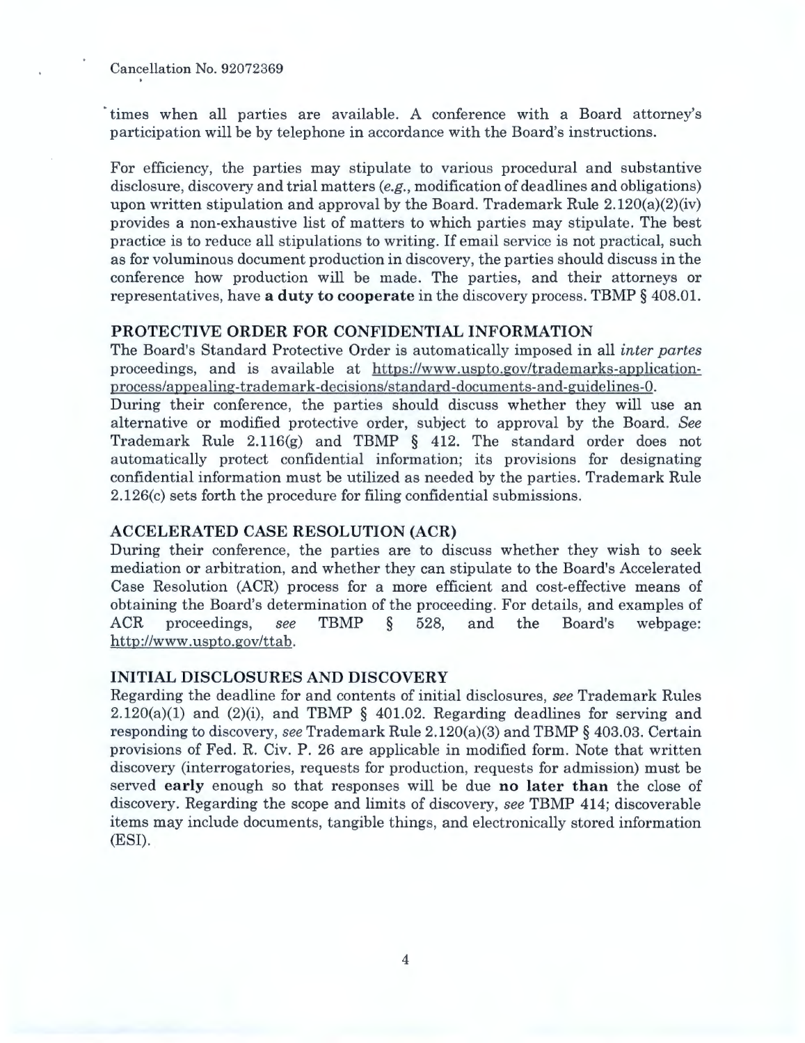times when all parties are available. A conference with a Board attorney's participation will be by telephone in accordance with the Board's instructions.

For efficiency, the parties may stipulate to various procedural and substantive disclosure, discovery and trial matters (*e.g.*, modification of deadlines and obligations) upon written stipulation and approval by the Board. Trademark Rule 2.120(a)(2)(iv) provides a non-exhaustive list of matters to which parties may stipulate. The best practice is to reduce all stipulations to writing. If email service is not practical, such as for voluminous document production in discovery, the parties should discuss in the conference how production will be made. The parties, and their attorneys or representatives, have **a duty to cooperate** in the discovery process. TBMP § 408.01.

## PROTECTIVE ORDER FOR CONFIDENTIAL INFORMATION

The Board's Standard Protective Order is automatically imposed in all *inter partes* proceedings, and is available at https://www.uspto.gov/trademarks-application-process/appealing-trademark-decisions/standard-documents-and-guidelines-0.

During their conference, the parties should discuss whether they will use an alternative or modified protective order, subject to approval by the Board. *See* Trademark Rule 2.116(g) and TBMP § 412. The standard order does not automatically protect confidential information; its provisions for designating confidential information must be utilized as needed by the parties. Trademark Rule 2.126(c) sets forth the procedure for filing confidential submissions.

## ACCELERATED CASE RESOLUTION (ACR)

During their conference, the parties are to discuss whether they wish to seek mediation or arbitration, and whether they can stipulate to the Board's Accelerated Case Resolution (ACR) process for a more efficient and cost-effective means of obtaining the Board's determination of the proceeding. For details, and examples of ACR proceedings, *see* TBMP § 528, and the Board's webpage: http://www.uspto.gov/ttab.

## INITIAL DISCLOSURES AND DISCOVERY

Regarding the deadline for and contents of initial disclosures, *see* Trademark Rules 2.120(a)(1) and (2)(i), and TBMP § 401.02. Regarding deadlines for serving and responding to discovery, *see* Trademark Rule 2.120(a)(3) and TBMP § 403.03. Certain provisions of Fed. R. Civ. P. 26 are applicable in modified form. Note that written discovery (interrogatories, requests for production, requests for admission) must be served **early** enough so that responses will be due **no later than** the close of discovery. Regarding the scope and limits of discovery, *see* TBMP 414; discoverable items may include documents, tangible things, and electronically stored information (ESI).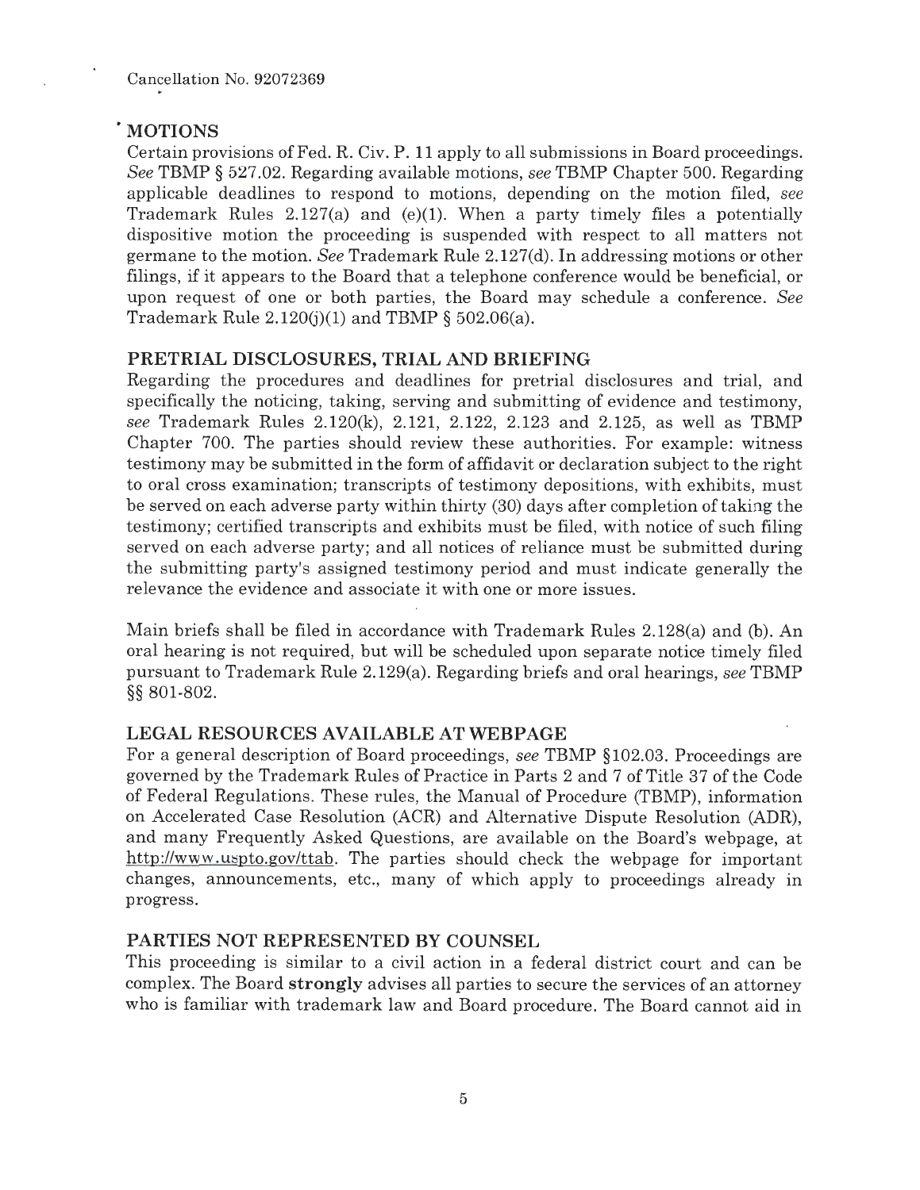## MOTIONS

Certain provisions of Fed. R. Civ. P. 11 apply to all submissions in Board proceedings. *See* TBMP § 527.02. Regarding available motions, *see* TBMP Chapter 500. Regarding applicable deadlines to respond to motions, depending on the motion filed, *see* Trademark Rules 2.127(a) and (e)(1). When a party timely files a potentially dispositive motion the proceeding is suspended with respect to all matters not germane to the motion. *See* Trademark Rule 2.127(d). In addressing motions or other filings, if it appears to the Board that a telephone conference would be beneficial, or upon request of one or both parties, the Board may schedule a conference. *See* Trademark Rule 2.120(j)(1) and TBMP § 502.06(a).

## PRETRIAL DISCLOSURES, TRIAL AND BRIEFING

Regarding the procedures and deadlines for pretrial disclosures and trial, and specifically the noticing, taking, serving and submitting of evidence and testimony, *see* Trademark Rules 2.120(k), 2.121, 2.122, 2.123 and 2.125, as well as TBMP Chapter 700. The parties should review these authorities. For example: witness testimony may be submitted in the form of affidavit or declaration subject to the right to oral cross examination; transcripts of testimony depositions, with exhibits, must be served on each adverse party within thirty (30) days after completion of taking the testimony; certified transcripts and exhibits must be filed, with notice of such filing served on each adverse party; and all notices of reliance must be submitted during the submitting party's assigned testimony period and must indicate generally the relevance the evidence and associate it with one or more issues.

Main briefs shall be filed in accordance with Trademark Rules 2.128(a) and (b). An oral hearing is not required, but will be scheduled upon separate notice timely filed pursuant to Trademark Rule 2.129(a). Regarding briefs and oral hearings, *see* TBMP §§ 801-802.

## LEGAL RESOURCES AVAILABLE AT WEBPAGE

For a general description of Board proceedings, *see* TBMP §102.03. Proceedings are governed by the Trademark Rules of Practice in Parts 2 and 7 of Title 37 of the Code of Federal Regulations. These rules, the Manual of Procedure (TBMP), information on Accelerated Case Resolution (ACR) and Alternative Dispute Resolution (ADR), and many Frequently Asked Questions, are available on the Board's webpage, at http://www.uspto.gov/ttab. The parties should check the webpage for important changes, announcements, etc., many of which apply to proceedings already in progress.

## PARTIES NOT REPRESENTED BY COUNSEL

This proceeding is similar to a civil action in a federal district court and can be complex. The Board **strongly** advises all parties to secure the services of an attorney who is familiar with trademark law and Board procedure. The Board cannot aid in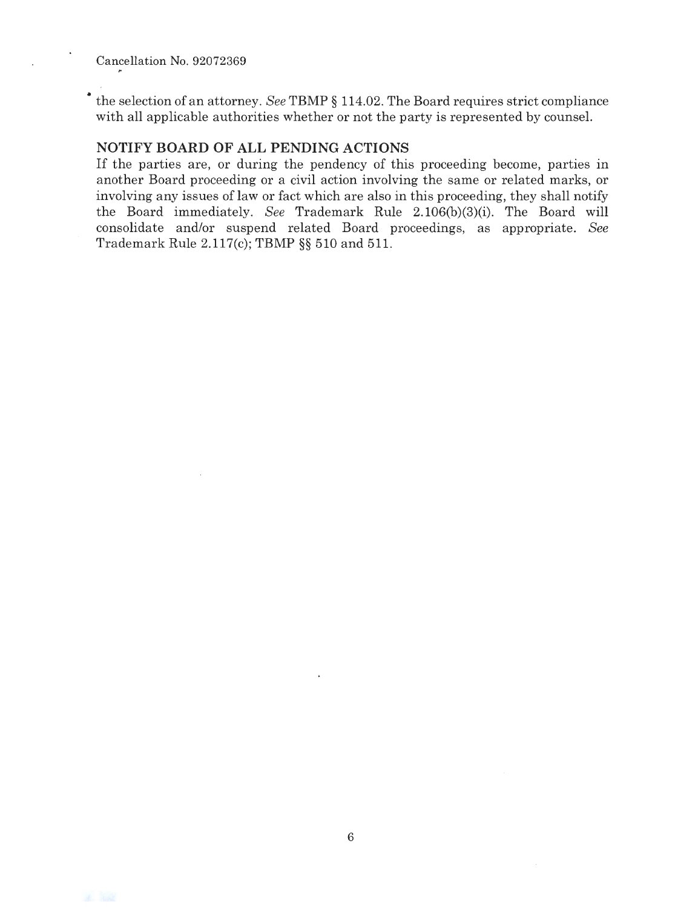the selection of an attorney. *See* TBMP § 114.02. The Board requires strict compliance with all applicable authorities whether or not the party is represented by counsel.

**NOTIFY BOARD OF ALL PENDING ACTIONS**

If the parties are, or during the pendency of this proceeding become, parties in another Board proceeding or a civil action involving the same or related marks, or involving any issues of law or fact which are also in this proceeding, they shall notify the Board immediately. *See* Trademark Rule 2.106(b)(3)(i). The Board will consolidate and/or suspend related Board proceedings, as appropriate. *See* Trademark Rule 2.117(c); TBMP §§ 510 and 511.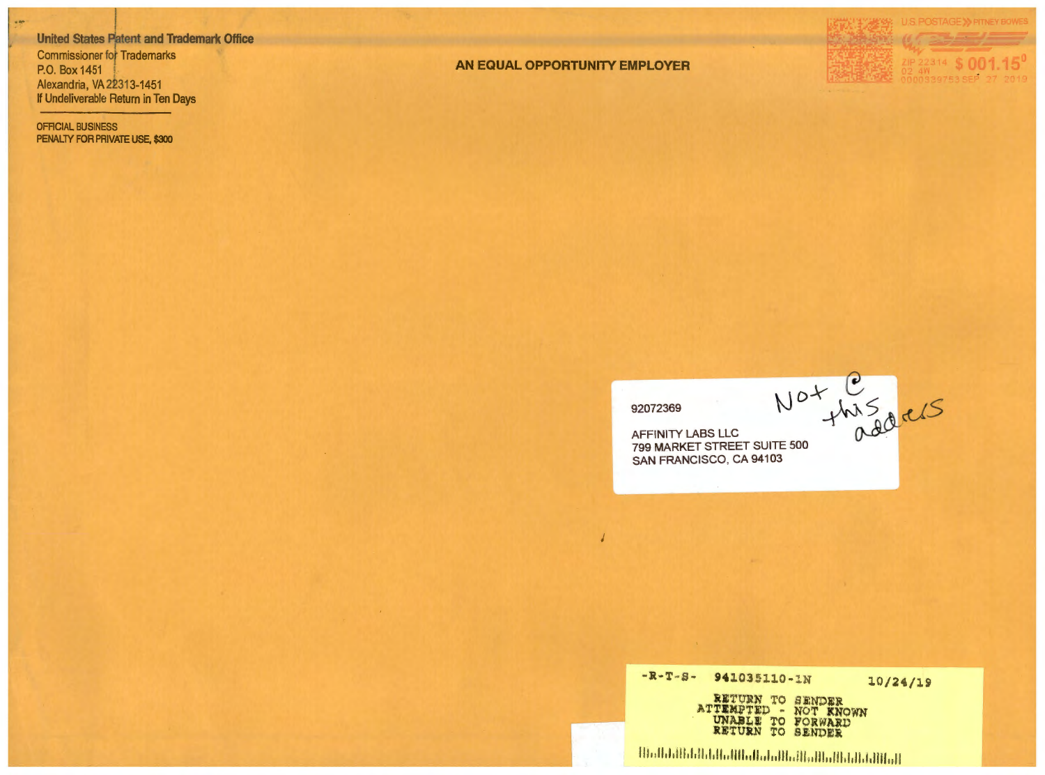United States Patent and Trademark Office
Commissioner for Trademarks
P.O. Box 1451
Alexandria, VA 22313-1451
If Undeliverable Return in Ten Days

OFFICIAL BUSINESS
PENALTY FOR PRIVATE USE, $300

AN EQUAL OPPORTUNITY EMPLOYER

U.S. POSTAGE PITNEY BOWES
ZIP 22314 $ 001.15⁰
02 4W
0000339753 SEP 27 2019

92072369

AFFINITY LABS LLC
799 MARKET STREET SUITE 500
SAN FRANCISCO, CA 94103

Not @ this address

-R-T-S- 941035110-1N 10/24/19

RETURN TO SENDER
ATTEMPTED - NOT KNOWN
UNABLE TO FORWARD
RETURN TO SENDER